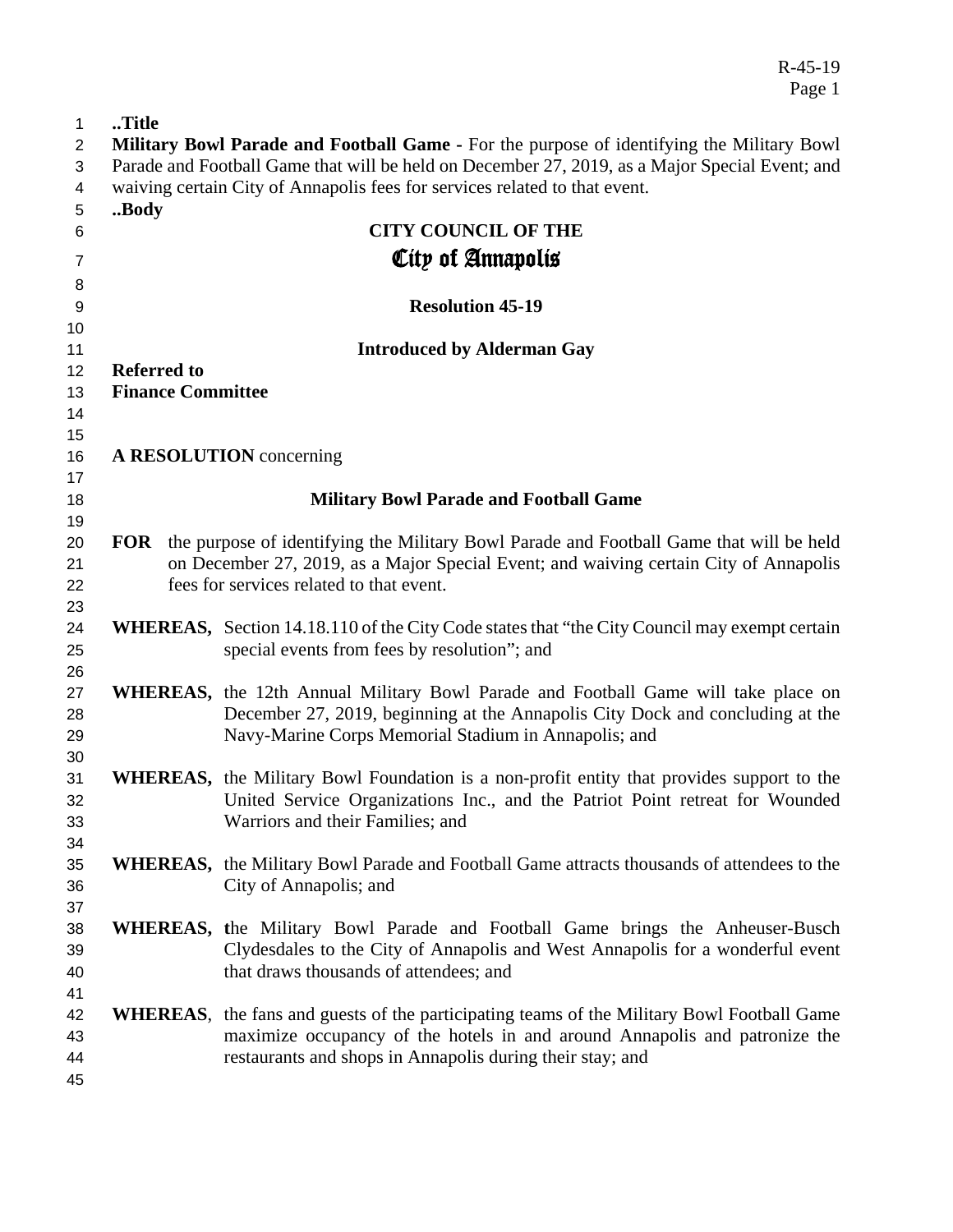..Title
**Military Bowl Parade and Football Game -** For the purpose of identifying the Military Bowl Parade and Football Game that will be held on December 27, 2019, as a Major Special Event; and waiving certain City of Annapolis fees for services related to that event.
..Body

**CITY COUNCIL OF THE**
**City of Annapolis**

**Resolution 45-19**

**Introduced by Alderman Gay**

**Referred to**
**Finance Committee**

**A RESOLUTION** concerning

**Military Bowl Parade and Football Game**

**FOR** the purpose of identifying the Military Bowl Parade and Football Game that will be held on December 27, 2019, as a Major Special Event; and waiving certain City of Annapolis fees for services related to that event.

**WHEREAS,** Section 14.18.110 of the City Code states that "the City Council may exempt certain special events from fees by resolution"; and

**WHEREAS,** the 12th Annual Military Bowl Parade and Football Game will take place on December 27, 2019, beginning at the Annapolis City Dock and concluding at the Navy-Marine Corps Memorial Stadium in Annapolis; and

**WHEREAS,** the Military Bowl Foundation is a non-profit entity that provides support to the United Service Organizations Inc., and the Patriot Point retreat for Wounded Warriors and their Families; and

**WHEREAS,** the Military Bowl Parade and Football Game attracts thousands of attendees to the City of Annapolis; and

**WHEREAS, t**he Military Bowl Parade and Football Game brings the Anheuser-Busch Clydesdales to the City of Annapolis and West Annapolis for a wonderful event that draws thousands of attendees; and

**WHEREAS**, the fans and guests of the participating teams of the Military Bowl Football Game maximize occupancy of the hotels in and around Annapolis and patronize the restaurants and shops in Annapolis during their stay; and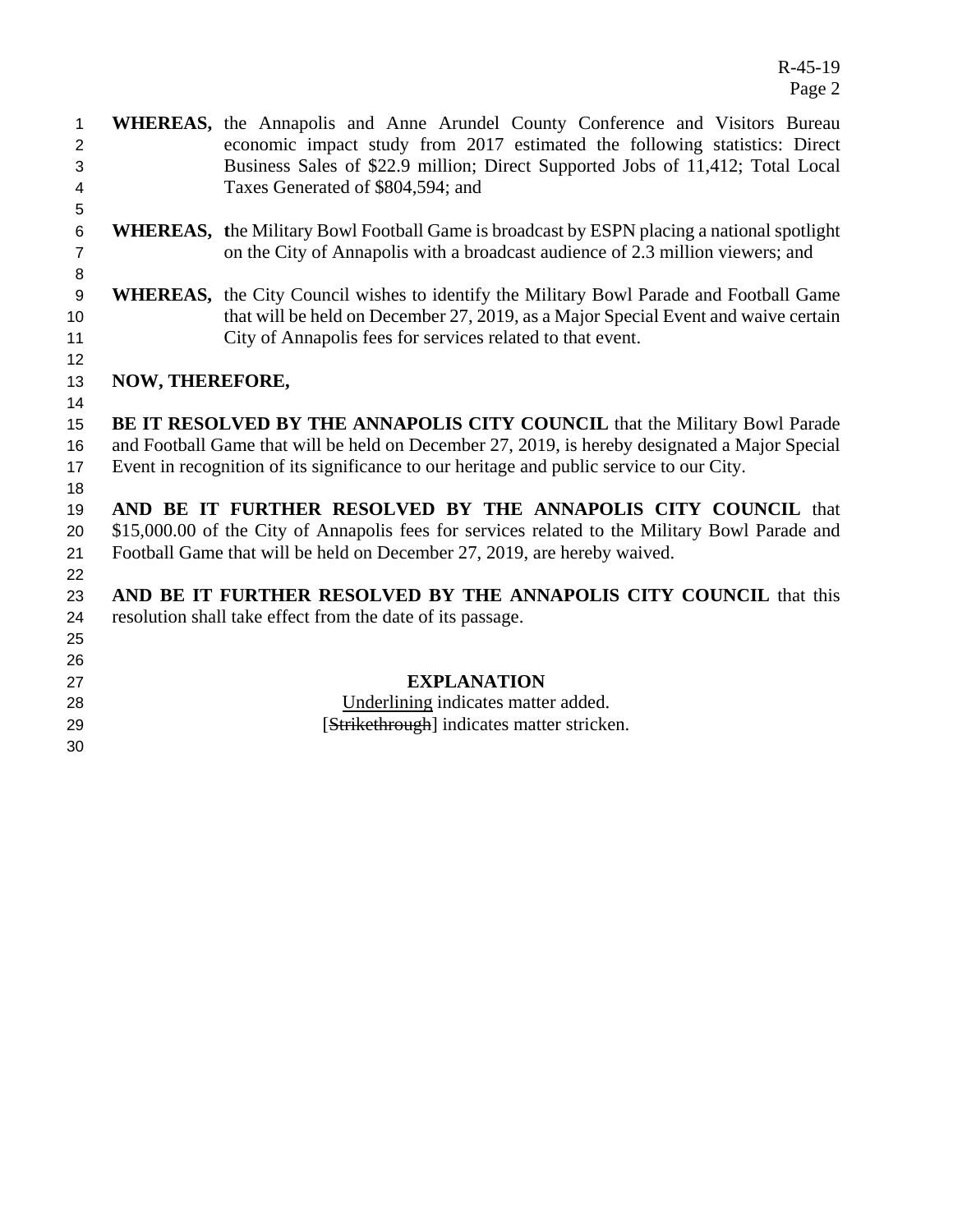**WHEREAS,** the Annapolis and Anne Arundel County Conference and Visitors Bureau economic impact study from 2017 estimated the following statistics: Direct Business Sales of $22.9 million; Direct Supported Jobs of 11,412; Total Local Taxes Generated of $804,594; and

**WHEREAS,** **t**he Military Bowl Football Game is broadcast by ESPN placing a national spotlight on the City of Annapolis with a broadcast audience of 2.3 million viewers; and

**WHEREAS,** the City Council wishes to identify the Military Bowl Parade and Football Game that will be held on December 27, 2019, as a Major Special Event and waive certain City of Annapolis fees for services related to that event.

**NOW, THEREFORE,**

**BE IT RESOLVED BY THE ANNAPOLIS CITY COUNCIL** that the Military Bowl Parade and Football Game that will be held on December 27, 2019, is hereby designated a Major Special Event in recognition of its significance to our heritage and public service to our City.

**AND BE IT FURTHER RESOLVED BY THE ANNAPOLIS CITY COUNCIL** that $15,000.00 of the City of Annapolis fees for services related to the Military Bowl Parade and Football Game that will be held on December 27, 2019, are hereby waived.

**AND BE IT FURTHER RESOLVED BY THE ANNAPOLIS CITY COUNCIL** that this resolution shall take effect from the date of its passage.

**EXPLANATION**

Underlining indicates matter added.

[~~Strikethrough~~] indicates matter stricken.